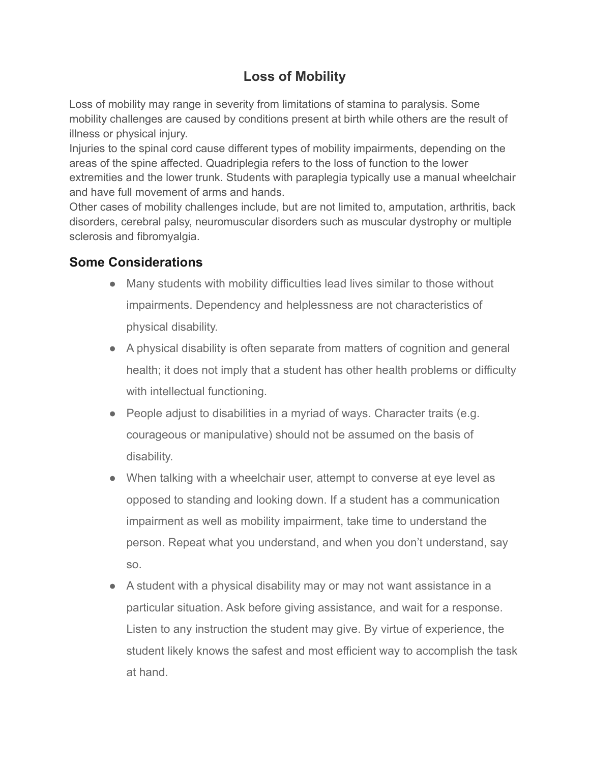# Loss of Mobility

Loss of mobility may range in severity from limitations of stamina to paralysis. Some mobility challenges are caused by conditions present at birth while others are the result of illness or physical injury.

Injuries to the spinal cord cause different types of mobility impairments, depending on the areas of the spine affected. Quadriplegia refers to the loss of function to the lower extremities and the lower trunk. Students with paraplegia typically use a manual wheelchair and have full movement of arms and hands.

Other cases of mobility challenges include, but are not limited to, amputation, arthritis, back disorders, cerebral palsy, neuromuscular disorders such as muscular dystrophy or multiple sclerosis and fibromyalgia.

## Some Considerations

- Many students with mobility difficulties lead lives similar to those without impairments. Dependency and helplessness are not characteristics of physical disability.
- A physical disability is often separate from matters of cognition and general health; it does not imply that a student has other health problems or difficulty with intellectual functioning.
- People adjust to disabilities in a myriad of ways. Character traits (e.g. courageous or manipulative) should not be assumed on the basis of disability.
- When talking with a wheelchair user, attempt to converse at eye level as opposed to standing and looking down. If a student has a communication impairment as well as mobility impairment, take time to understand the person. Repeat what you understand, and when you don't understand, say so.
- A student with a physical disability may or may not want assistance in a particular situation. Ask before giving assistance, and wait for a response. Listen to any instruction the student may give. By virtue of experience, the student likely knows the safest and most efficient way to accomplish the task at hand.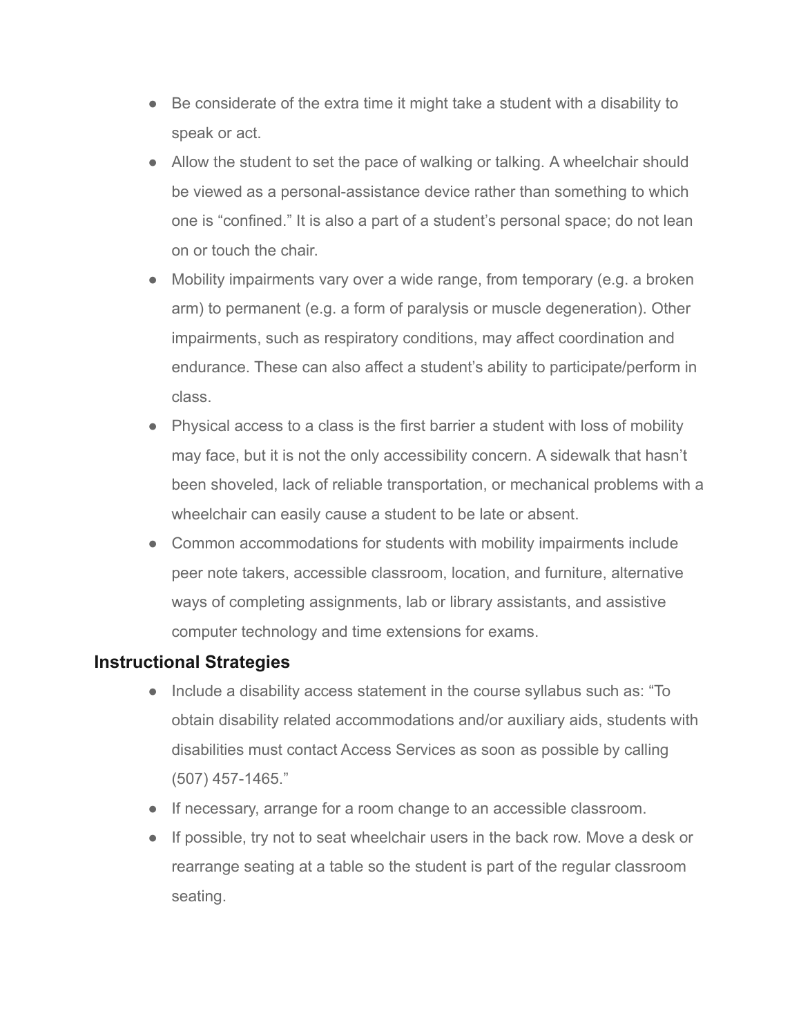- Be considerate of the extra time it might take a student with a disability to speak or act.
- Allow the student to set the pace of walking or talking. A wheelchair should be viewed as a personal-assistance device rather than something to which one is "confined." It is also a part of a student's personal space; do not lean on or touch the chair.
- Mobility impairments vary over a wide range, from temporary (e.g. a broken arm) to permanent (e.g. a form of paralysis or muscle degeneration). Other impairments, such as respiratory conditions, may affect coordination and endurance. These can also affect a student's ability to participate/perform in class.
- Physical access to a class is the first barrier a student with loss of mobility may face, but it is not the only accessibility concern. A sidewalk that hasn't been shoveled, lack of reliable transportation, or mechanical problems with a wheelchair can easily cause a student to be late or absent.
- Common accommodations for students with mobility impairments include peer note takers, accessible classroom, location, and furniture, alternative ways of completing assignments, lab or library assistants, and assistive computer technology and time extensions for exams.

### Instructional Strategies

- Include a disability access statement in the course syllabus such as: "To obtain disability related accommodations and/or auxiliary aids, students with disabilities must contact Access Services as soon as possible by calling (507) 457-1465."
- If necessary, arrange for a room change to an accessible classroom.
- If possible, try not to seat wheelchair users in the back row. Move a desk or rearrange seating at a table so the student is part of the regular classroom seating.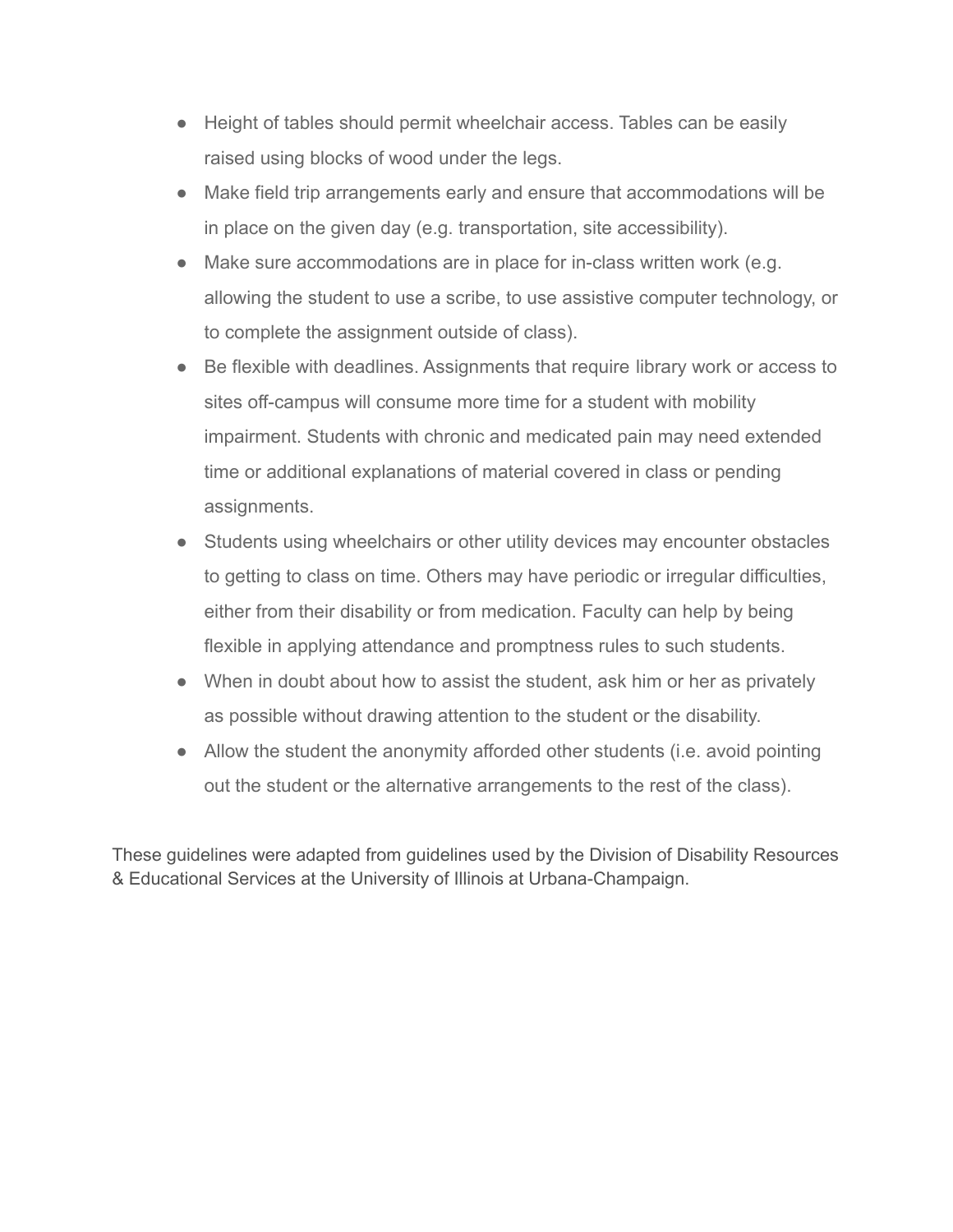- Height of tables should permit wheelchair access. Tables can be easily raised using blocks of wood under the legs.
- Make field trip arrangements early and ensure that accommodations will be in place on the given day (e.g. transportation, site accessibility).
- Make sure accommodations are in place for in-class written work (e.g. allowing the student to use a scribe, to use assistive computer technology, or to complete the assignment outside of class).
- Be flexible with deadlines. Assignments that require library work or access to sites off-campus will consume more time for a student with mobility impairment. Students with chronic and medicated pain may need extended time or additional explanations of material covered in class or pending assignments.
- Students using wheelchairs or other utility devices may encounter obstacles to getting to class on time. Others may have periodic or irregular difficulties, either from their disability or from medication. Faculty can help by being flexible in applying attendance and promptness rules to such students.
- When in doubt about how to assist the student, ask him or her as privately as possible without drawing attention to the student or the disability.
- Allow the student the anonymity afforded other students (i.e. avoid pointing out the student or the alternative arrangements to the rest of the class).

These guidelines were adapted from guidelines used by the Division of Disability Resources & Educational Services at the University of Illinois at Urbana-Champaign.